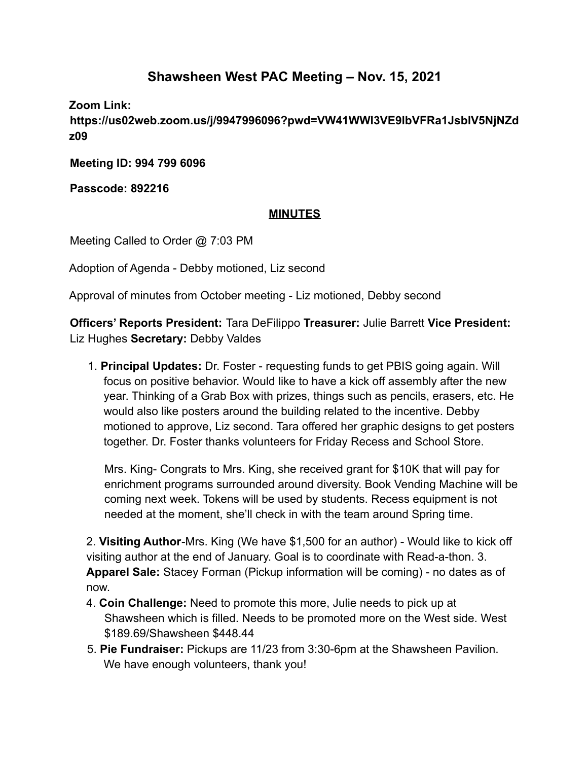# Shawsheen West PAC Meeting – Nov. 15, 2021

**Zoom Link: https://us02web.zoom.us/j/9947996096?pwd=VW41WWI3VE9lbVFRa1JsblV5NjNZdz09**

**Meeting ID: 994 799 6096**

**Passcode: 892216**

## MINUTES

Meeting Called to Order @ 7:03 PM

Adoption of Agenda - Debby motioned, Liz second

Approval of minutes from October meeting - Liz motioned, Debby second

**Officers' Reports President:** Tara DeFilippo **Treasurer:** Julie Barrett **Vice President:** Liz Hughes **Secretary:** Debby Valdes

1. **Principal Updates:** Dr. Foster - requesting funds to get PBIS going again. Will focus on positive behavior. Would like to have a kick off assembly after the new year. Thinking of a Grab Box with prizes, things such as pencils, erasers, etc. He would also like posters around the building related to the incentive. Debby motioned to approve, Liz second. Tara offered her graphic designs to get posters together. Dr. Foster thanks volunteers for Friday Recess and School Store.

   Mrs. King- Congrats to Mrs. King, she received grant for $10K that will pay for enrichment programs surrounded around diversity. Book Vending Machine will be coming next week. Tokens will be used by students. Recess equipment is not needed at the moment, she'll check in with the team around Spring time.

2. **Visiting Author**-Mrs. King (We have $1,500 for an author) - Would like to kick off visiting author at the end of January. Goal is to coordinate with Read-a-thon.
3. **Apparel Sale:** Stacey Forman (Pickup information will be coming) - no dates as of now.
4. **Coin Challenge:** Need to promote this more, Julie needs to pick up at Shawsheen which is filled. Needs to be promoted more on the West side. West $189.69/Shawsheen $448.44
5. **Pie Fundraiser:** Pickups are 11/23 from 3:30-6pm at the Shawsheen Pavilion. We have enough volunteers, thank you!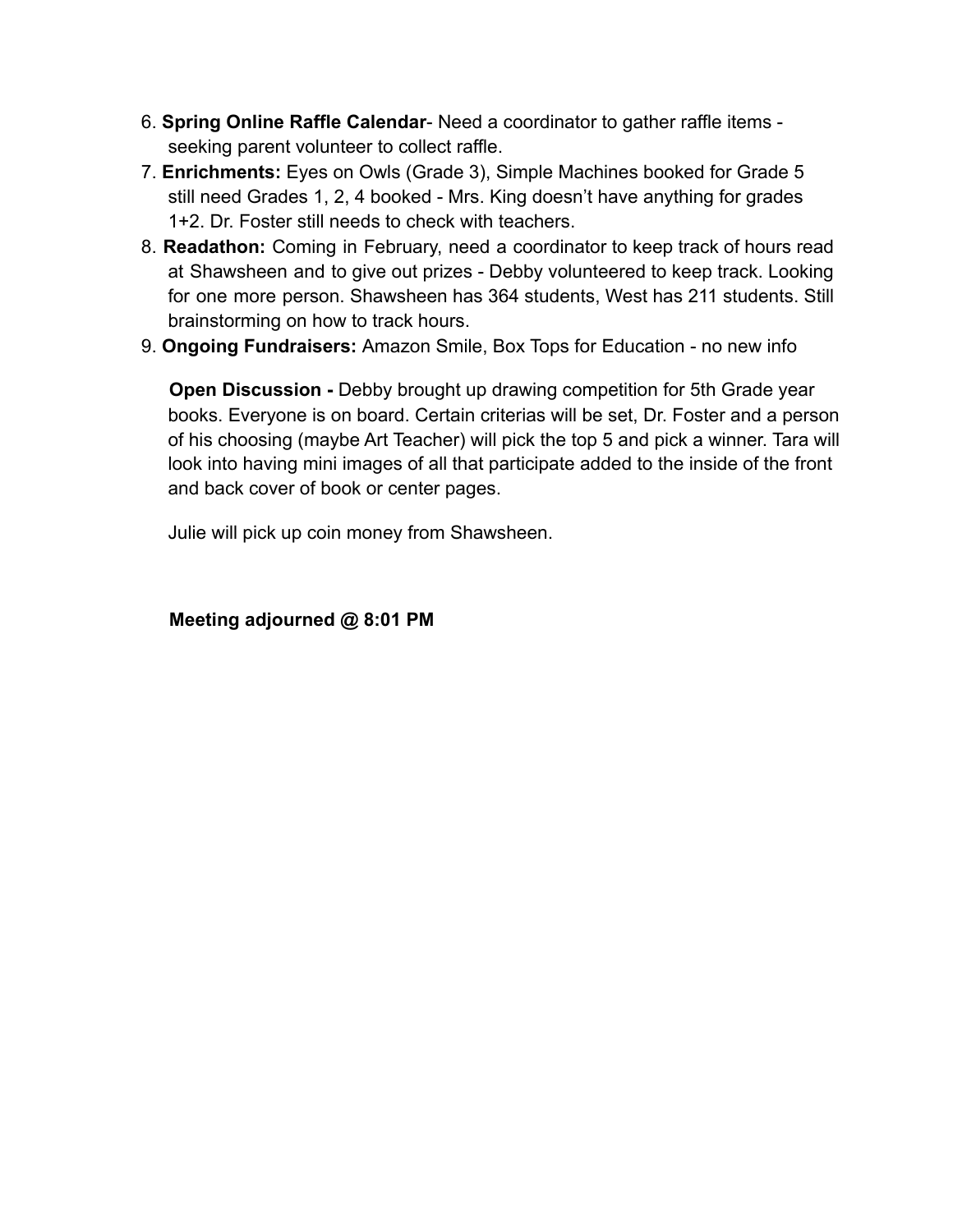6. **Spring Online Raffle Calendar**- Need a coordinator to gather raffle items - seeking parent volunteer to collect raffle.
7. **Enrichments:** Eyes on Owls (Grade 3), Simple Machines booked for Grade 5 still need Grades 1, 2, 4 booked - Mrs. King doesn't have anything for grades 1+2. Dr. Foster still needs to check with teachers.
8. **Readathon:** Coming in February, need a coordinator to keep track of hours read at Shawsheen and to give out prizes - Debby volunteered to keep track. Looking for one more person. Shawsheen has 364 students, West has 211 students. Still brainstorming on how to track hours.
9. **Ongoing Fundraisers:** Amazon Smile, Box Tops for Education - no new info

**Open Discussion -** Debby brought up drawing competition for 5th Grade year books. Everyone is on board. Certain criterias will be set, Dr. Foster and a person of his choosing (maybe Art Teacher) will pick the top 5 and pick a winner. Tara will look into having mini images of all that participate added to the inside of the front and back cover of book or center pages.

Julie will pick up coin money from Shawsheen.

**Meeting adjourned @ 8:01 PM**